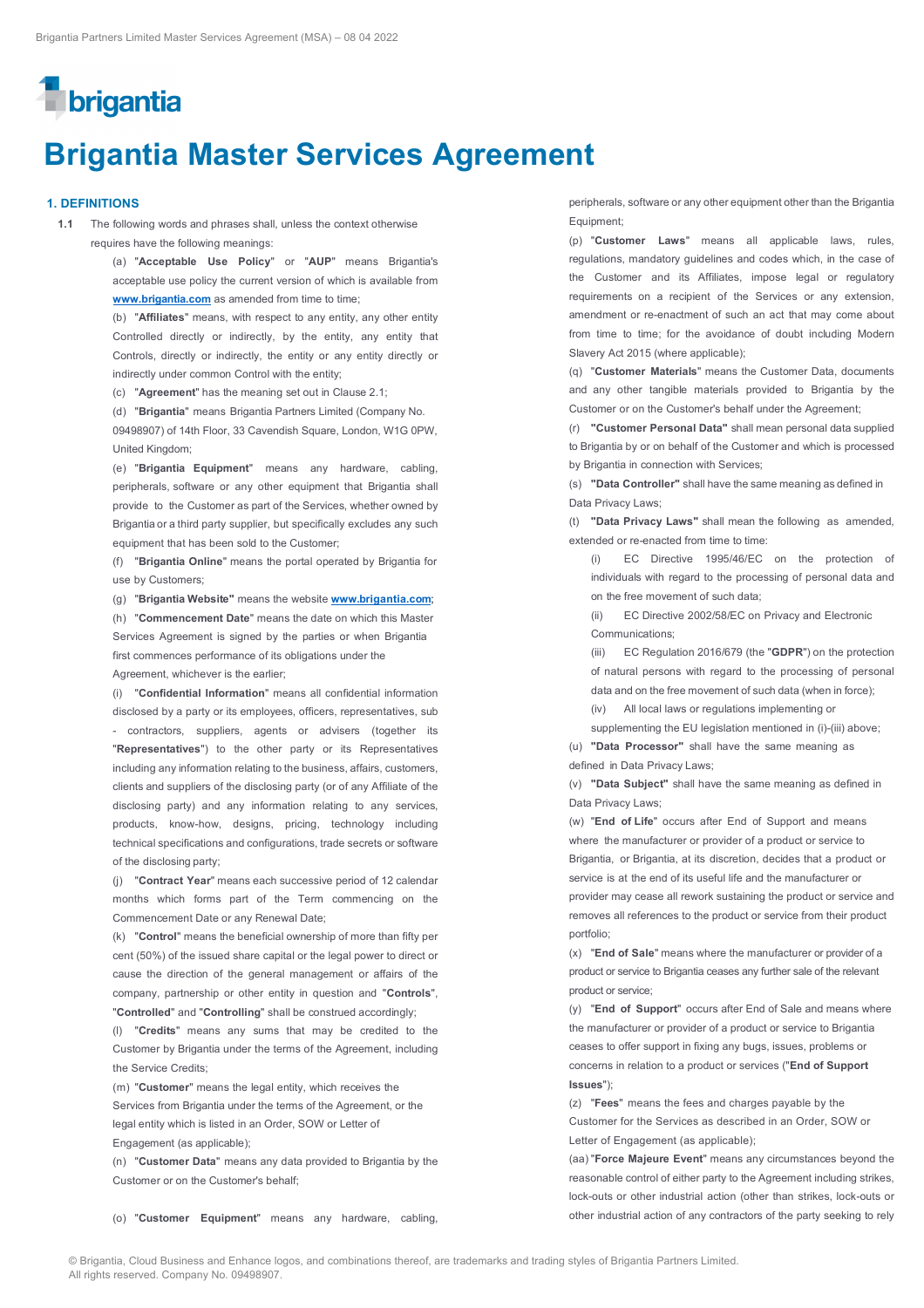# Brigantia Master Services Agreement

## 1. DEFINITIONS

**1.1** The following words and phrases shall, unless the context otherwise requires have the following meanings:

(a) "**Acceptable Use Policy**" or "**AUP**" means Brigantia's acceptable use policy the current version of which is available from **www.brigantia.com** as amended from time to time;

(b) "**Affiliates**" means, with respect to any entity, any other entity Controlled directly or indirectly, by the entity, any entity that Controls, directly or indirectly, the entity or any entity directly or indirectly under common Control with the entity;

(c) "**Agreement**" has the meaning set out in Clause 2.1;

(d) "**Brigantia**" means Brigantia Partners Limited (Company No. 09498907) of 14th Floor, 33 Cavendish Square, London, W1G 0PW, United Kingdom;

(e) "**Brigantia Equipment**" means any hardware, cabling, peripherals, software or any other equipment that Brigantia shall provide to the Customer as part of the Services, whether owned by Brigantia or a third party supplier, but specifically excludes any such equipment that has been sold to the Customer;

(f) "**Brigantia Online**" means the portal operated by Brigantia for use by Customers;

(g) "**Brigantia Website**" means the website **www.brigantia.com**;

(h) "**Commencement Date**" means the date on which this Master Services Agreement is signed by the parties or when Brigantia first commences performance of its obligations under the Agreement, whichever is the earlier;

(i) "**Confidential Information**" means all confidential information disclosed by a party or its employees, officers, representatives, sub - contractors, suppliers, agents or advisers (together its "**Representatives**") to the other party or its Representatives including any information relating to the business, affairs, customers, clients and suppliers of the disclosing party (or of any Affiliate of the disclosing party) and any information relating to any services, products, know-how, designs, pricing, technology including technical specifications and configurations, trade secrets or software of the disclosing party;

(j) "**Contract Year**" means each successive period of 12 calendar months which forms part of the Term commencing on the Commencement Date or any Renewal Date;

(k) "**Control**" means the beneficial ownership of more than fifty per cent (50%) of the issued share capital or the legal power to direct or cause the direction of the general management or affairs of the company, partnership or other entity in question and "**Controls**", "**Controlled**" and "**Controlling**" shall be construed accordingly;

(l) "**Credits**" means any sums that may be credited to the Customer by Brigantia under the terms of the Agreement, including the Service Credits;

(m) "**Customer**" means the legal entity, which receives the Services from Brigantia under the terms of the Agreement, or the legal entity which is listed in an Order, SOW or Letter of Engagement (as applicable);

(n) "**Customer Data**" means any data provided to Brigantia by the Customer or on the Customer's behalf;

(o) "**Customer Equipment**" means any hardware, cabling, peripherals, software or any other equipment other than the Brigantia Equipment;

(p) "**Customer Laws**" means all applicable laws, rules, regulations, mandatory guidelines and codes which, in the case of the Customer and its Affiliates, impose legal or regulatory requirements on a recipient of the Services or any extension, amendment or re-enactment of such an act that may come about from time to time; for the avoidance of doubt including Modern Slavery Act 2015 (where applicable);

(q) "**Customer Materials**" means the Customer Data, documents and any other tangible materials provided to Brigantia by the Customer or on the Customer's behalf under the Agreement;

(r) **"Customer Personal Data"** shall mean personal data supplied to Brigantia by or on behalf of the Customer and which is processed by Brigantia in connection with Services;

(s) **"Data Controller"** shall have the same meaning as defined in Data Privacy Laws;

(t) **"Data Privacy Laws"** shall mean the following as amended, extended or re-enacted from time to time:

(i) EC Directive 1995/46/EC on the protection of individuals with regard to the processing of personal data and on the free movement of such data;

(ii) EC Directive 2002/58/EC on Privacy and Electronic Communications;

(iii) EC Regulation 2016/679 (the "**GDPR**") on the protection of natural persons with regard to the processing of personal data and on the free movement of such data (when in force);

(iv) All local laws or regulations implementing or supplementing the EU legislation mentioned in (i)-(iii) above;

(u) **"Data Processor"** shall have the same meaning as defined in Data Privacy Laws;

(v) **"Data Subject"** shall have the same meaning as defined in Data Privacy Laws;

(w) "**End of Life**" occurs after End of Support and means where the manufacturer or provider of a product or service to Brigantia, or Brigantia, at its discretion, decides that a product or service is at the end of its useful life and the manufacturer or provider may cease all rework sustaining the product or service and removes all references to the product or service from their product portfolio;

(x) "**End of Sale**" means where the manufacturer or provider of a product or service to Brigantia ceases any further sale of the relevant product or service;

(y) "**End of Support**" occurs after End of Sale and means where the manufacturer or provider of a product or service to Brigantia ceases to offer support in fixing any bugs, issues, problems or concerns in relation to a product or services ("**End of Support Issues**");

(z) "**Fees**" means the fees and charges payable by the Customer for the Services as described in an Order, SOW or Letter of Engagement (as applicable);

(aa) "**Force Majeure Event**" means any circumstances beyond the reasonable control of either party to the Agreement including strikes, lock-outs or other industrial action (other than strikes, lock-outs or other industrial action of any contractors of the party seeking to rely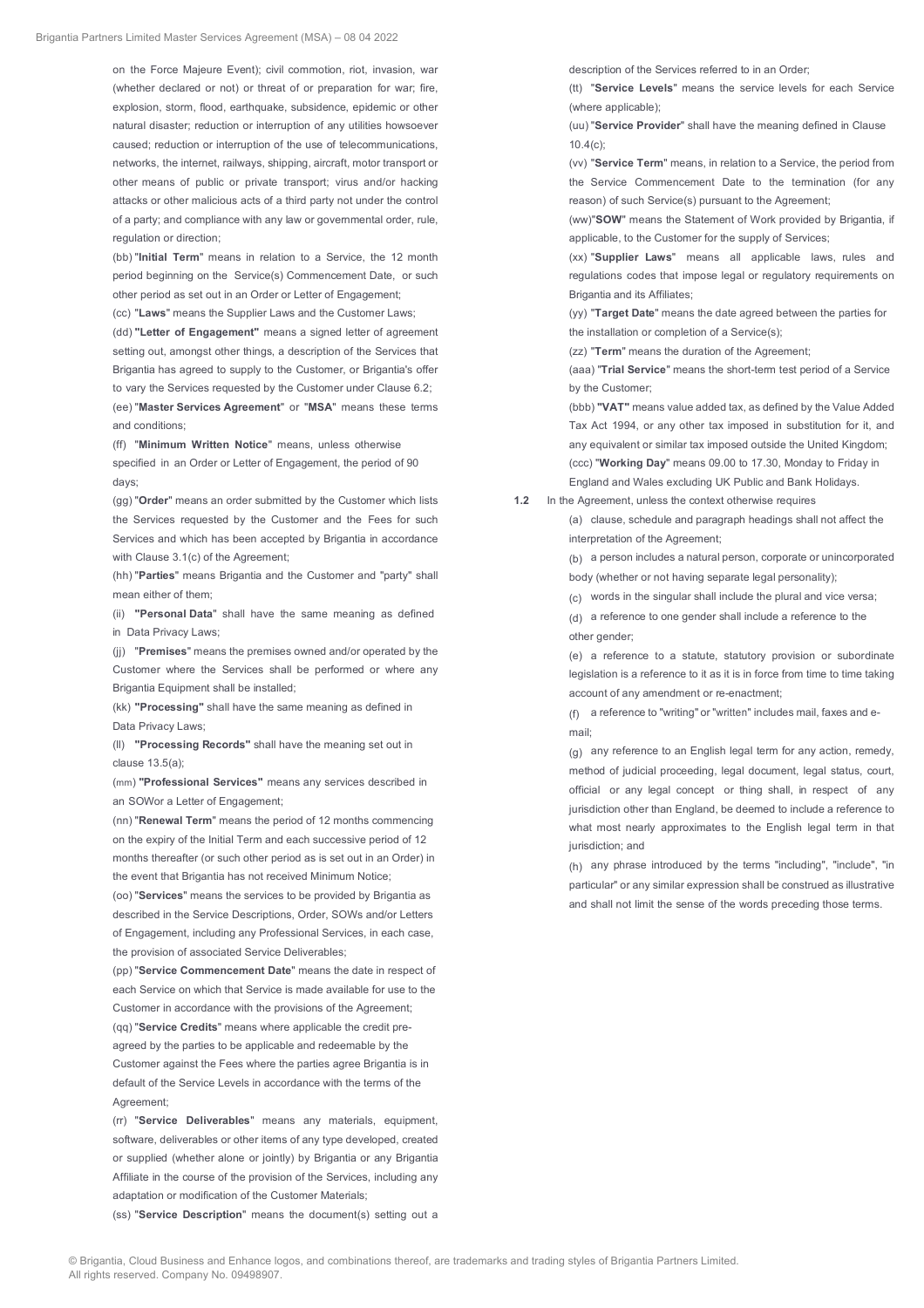on the Force Majeure Event); civil commotion, riot, invasion, war (whether declared or not) or threat of or preparation for war; fire, explosion, storm, flood, earthquake, subsidence, epidemic or other natural disaster; reduction or interruption of any utilities howsoever caused; reduction or interruption of the use of telecommunications, networks, the internet, railways, shipping, aircraft, motor transport or other means of public or private transport; virus and/or hacking attacks or other malicious acts of a third party not under the control of a party; and compliance with any law or governmental order, rule, regulation or direction;

(bb) "**Initial Term**" means in relation to a Service, the 12 month period beginning on the Service(s) Commencement Date, or such other period as set out in an Order or Letter of Engagement;

(cc) "**Laws**" means the Supplier Laws and the Customer Laws;

(dd) **"Letter of Engagement"** means a signed letter of agreement setting out, amongst other things, a description of the Services that Brigantia has agreed to supply to the Customer, or Brigantia's offer to vary the Services requested by the Customer under Clause 6.2;

(ee) "**Master Services Agreement**" or "**MSA**" means these terms and conditions;

(ff) "**Minimum Written Notice**" means, unless otherwise specified in an Order or Letter of Engagement, the period of 90 days;

(gg) "**Order**" means an order submitted by the Customer which lists the Services requested by the Customer and the Fees for such Services and which has been accepted by Brigantia in accordance with Clause 3.1(c) of the Agreement;

(hh) "**Parties**" means Brigantia and the Customer and "party" shall mean either of them;

(ii) **"Personal Data"** shall have the same meaning as defined in Data Privacy Laws;

(jj) "**Premises**" means the premises owned and/or operated by the Customer where the Services shall be performed or where any Brigantia Equipment shall be installed;

(kk) **"Processing"** shall have the same meaning as defined in Data Privacy Laws;

(ll) **"Processing Records"** shall have the meaning set out in clause 13.5(a);

(mm) **"Professional Services"** means any services described in an SOWor a Letter of Engagement;

(nn) "**Renewal Term**" means the period of 12 months commencing on the expiry of the Initial Term and each successive period of 12 months thereafter (or such other period as is set out in an Order) in the event that Brigantia has not received Minimum Notice;

(oo) "**Services**" means the services to be provided by Brigantia as described in the Service Descriptions, Order, SOWs and/or Letters of Engagement, including any Professional Services, in each case, the provision of associated Service Deliverables;

(pp) "**Service Commencement Date**" means the date in respect of each Service on which that Service is made available for use to the Customer in accordance with the provisions of the Agreement;

(qq) "**Service Credits**" means where applicable the credit pre-agreed by the parties to be applicable and redeemable by the Customer against the Fees where the parties agree Brigantia is in default of the Service Levels in accordance with the terms of the Agreement;

(rr) "**Service Deliverables**" means any materials, equipment, software, deliverables or other items of any type developed, created or supplied (whether alone or jointly) by Brigantia or any Brigantia Affiliate in the course of the provision of the Services, including any adaptation or modification of the Customer Materials;

(ss) "**Service Description**" means the document(s) setting out a description of the Services referred to in an Order;

(tt) "**Service Levels**" means the service levels for each Service (where applicable);

(uu) "**Service Provider**" shall have the meaning defined in Clause 10.4(c);

(vv) "**Service Term**" means, in relation to a Service, the period from the Service Commencement Date to the termination (for any reason) of such Service(s) pursuant to the Agreement;

(ww) "**SOW**" means the Statement of Work provided by Brigantia, if applicable, to the Customer for the supply of Services;

(xx) "**Supplier Laws**" means all applicable laws, rules and regulations codes that impose legal or regulatory requirements on Brigantia and its Affiliates;

(yy) "**Target Date**" means the date agreed between the parties for the installation or completion of a Service(s);

(zz) "**Term**" means the duration of the Agreement;

(aaa) "**Trial Service**" means the short-term test period of a Service by the Customer;

(bbb) **"VAT"** means value added tax, as defined by the Value Added Tax Act 1994, or any other tax imposed in substitution for it, and any equivalent or similar tax imposed outside the United Kingdom;

(ccc) "**Working Day**" means 09.00 to 17.30, Monday to Friday in England and Wales excluding UK Public and Bank Holidays.

**1.2** In the Agreement, unless the context otherwise requires

(a) clause, schedule and paragraph headings shall not affect the interpretation of the Agreement;

(b) a person includes a natural person, corporate or unincorporated body (whether or not having separate legal personality);

(c) words in the singular shall include the plural and vice versa;

(d) a reference to one gender shall include a reference to the other gender;

(e) a reference to a statute, statutory provision or subordinate legislation is a reference to it as it is in force from time to time taking account of any amendment or re-enactment;

(f) a reference to "writing" or "written" includes mail, faxes and e-mail;

(g) any reference to an English legal term for any action, remedy, method of judicial proceeding, legal document, legal status, court, official or any legal concept or thing shall, in respect of any jurisdiction other than England, be deemed to include a reference to what most nearly approximates to the English legal term in that jurisdiction; and

(h) any phrase introduced by the terms "including", "include", "in particular" or any similar expression shall be construed as illustrative and shall not limit the sense of the words preceding those terms.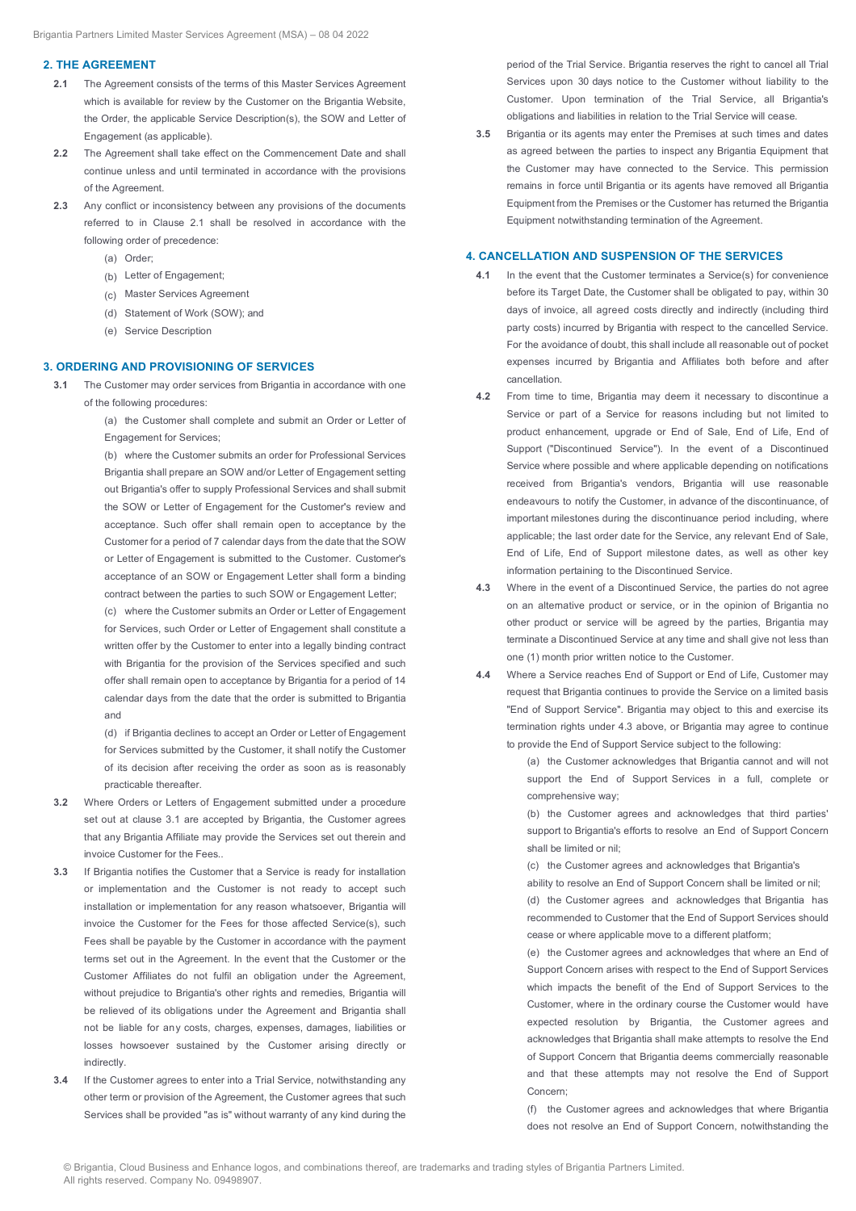## 2. THE AGREEMENT

**2.1** The Agreement consists of the terms of this Master Services Agreement which is available for review by the Customer on the Brigantia Website, the Order, the applicable Service Description(s), the SOW and Letter of Engagement (as applicable).

**2.2** The Agreement shall take effect on the Commencement Date and shall continue unless and until terminated in accordance with the provisions of the Agreement.

**2.3** Any conflict or inconsistency between any provisions of the documents referred to in Clause 2.1 shall be resolved in accordance with the following order of precedence:

(a) Order;
(b) Letter of Engagement;
(c) Master Services Agreement
(d) Statement of Work (SOW); and
(e) Service Description

## 3. ORDERING AND PROVISIONING OF SERVICES

**3.1** The Customer may order services from Brigantia in accordance with one of the following procedures:

(a) the Customer shall complete and submit an Order or Letter of Engagement for Services;

(b) where the Customer submits an order for Professional Services Brigantia shall prepare an SOW and/or Letter of Engagement setting out Brigantia's offer to supply Professional Services and shall submit the SOW or Letter of Engagement for the Customer's review and acceptance. Such offer shall remain open to acceptance by the Customer for a period of 7 calendar days from the date that the SOW or Letter of Engagement is submitted to the Customer. Customer's acceptance of an SOW or Engagement Letter shall form a binding contract between the parties to such SOW or Engagement Letter;

(c) where the Customer submits an Order or Letter of Engagement for Services, such Order or Letter of Engagement shall constitute a written offer by the Customer to enter into a legally binding contract with Brigantia for the provision of the Services specified and such offer shall remain open to acceptance by Brigantia for a period of 14 calendar days from the date that the order is submitted to Brigantia and

(d) if Brigantia declines to accept an Order or Letter of Engagement for Services submitted by the Customer, it shall notify the Customer of its decision after receiving the order as soon as is reasonably practicable thereafter.

**3.2** Where Orders or Letters of Engagement submitted under a procedure set out at clause 3.1 are accepted by Brigantia, the Customer agrees that any Brigantia Affiliate may provide the Services set out therein and invoice Customer for the Fees..

**3.3** If Brigantia notifies the Customer that a Service is ready for installation or implementation and the Customer is not ready to accept such installation or implementation for any reason whatsoever, Brigantia will invoice the Customer for the Fees for those affected Service(s), such Fees shall be payable by the Customer in accordance with the payment terms set out in the Agreement. In the event that the Customer or the Customer Affiliates do not fulfil an obligation under the Agreement, without prejudice to Brigantia's other rights and remedies, Brigantia will be relieved of its obligations under the Agreement and Brigantia shall not be liable for any costs, charges, expenses, damages, liabilities or losses howsoever sustained by the Customer arising directly or indirectly.

**3.4** If the Customer agrees to enter into a Trial Service, notwithstanding any other term or provision of the Agreement, the Customer agrees that such Services shall be provided "as is" without warranty of any kind during the period of the Trial Service. Brigantia reserves the right to cancel all Trial Services upon 30 days notice to the Customer without liability to the Customer. Upon termination of the Trial Service, all Brigantia's obligations and liabilities in relation to the Trial Service will cease.

**3.5** Brigantia or its agents may enter the Premises at such times and dates as agreed between the parties to inspect any Brigantia Equipment that the Customer may have connected to the Service. This permission remains in force until Brigantia or its agents have removed all Brigantia Equipment from the Premises or the Customer has returned the Brigantia Equipment notwithstanding termination of the Agreement.

## 4. CANCELLATION AND SUSPENSION OF THE SERVICES

**4.1** In the event that the Customer terminates a Service(s) for convenience before its Target Date, the Customer shall be obligated to pay, within 30 days of invoice, all agreed costs directly and indirectly (including third party costs) incurred by Brigantia with respect to the cancelled Service. For the avoidance of doubt, this shall include all reasonable out of pocket expenses incurred by Brigantia and Affiliates both before and after cancellation.

**4.2** From time to time, Brigantia may deem it necessary to discontinue a Service or part of a Service for reasons including but not limited to product enhancement, upgrade or End of Sale, End of Life, End of Support ("Discontinued Service"). In the event of a Discontinued Service where possible and where applicable depending on notifications received from Brigantia's vendors, Brigantia will use reasonable endeavours to notify the Customer, in advance of the discontinuance, of important milestones during the discontinuance period including, where applicable; the last order date for the Service, any relevant End of Sale, End of Life, End of Support milestone dates, as well as other key information pertaining to the Discontinued Service.

**4.3** Where in the event of a Discontinued Service, the parties do not agree on an alternative product or service, or in the opinion of Brigantia no other product or service will be agreed by the parties, Brigantia may terminate a Discontinued Service at any time and shall give not less than one (1) month prior written notice to the Customer.

**4.4** Where a Service reaches End of Support or End of Life, Customer may request that Brigantia continues to provide the Service on a limited basis "End of Support Service". Brigantia may object to this and exercise its termination rights under 4.3 above, or Brigantia may agree to continue to provide the End of Support Service subject to the following:

(a) the Customer acknowledges that Brigantia cannot and will not support the End of Support Services in a full, complete or comprehensive way;

(b) the Customer agrees and acknowledges that third parties' support to Brigantia's efforts to resolve an End of Support Concern shall be limited or nil;

(c) the Customer agrees and acknowledges that Brigantia's ability to resolve an End of Support Concern shall be limited or nil;

(d) the Customer agrees and acknowledges that Brigantia has recommended to Customer that the End of Support Services should cease or where applicable move to a different platform;

(e) the Customer agrees and acknowledges that where an End of Support Concern arises with respect to the End of Support Services which impacts the benefit of the End of Support Services to the Customer, where in the ordinary course the Customer would have expected resolution by Brigantia, the Customer agrees and acknowledges that Brigantia shall make attempts to resolve the End of Support Concern that Brigantia deems commercially reasonable and that these attempts may not resolve the End of Support Concern;

(f) the Customer agrees and acknowledges that where Brigantia does not resolve an End of Support Concern, notwithstanding the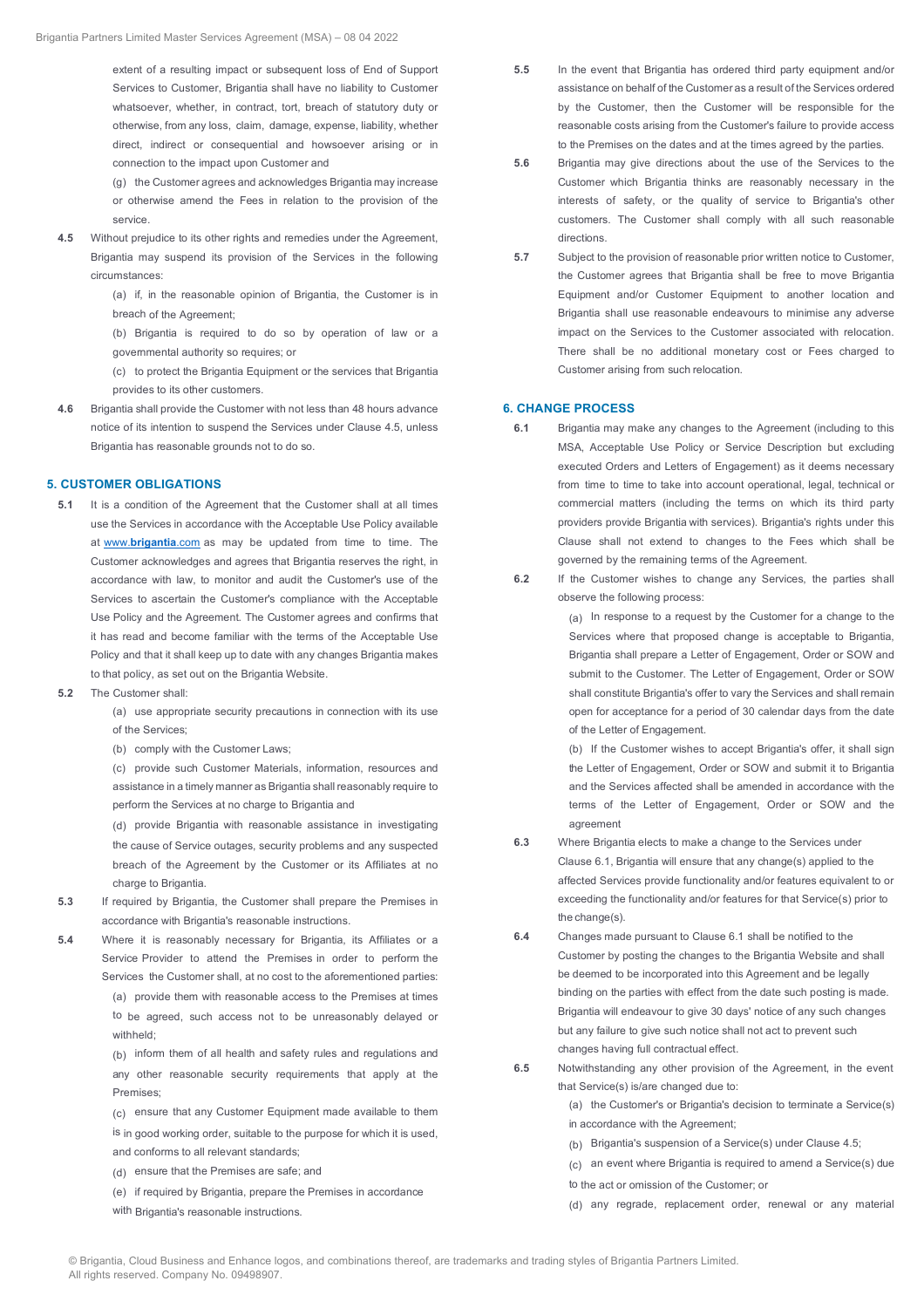extent of a resulting impact or subsequent loss of End of Support Services to Customer, Brigantia shall have no liability to Customer whatsoever, whether, in contract, tort, breach of statutory duty or otherwise, from any loss, claim, damage, expense, liability, whether direct, indirect or consequential and howsoever arising or in connection to the impact upon Customer and

(g) the Customer agrees and acknowledges Brigantia may increase or otherwise amend the Fees in relation to the provision of the service.

**4.5** Without prejudice to its other rights and remedies under the Agreement, Brigantia may suspend its provision of the Services in the following circumstances:

(a) if, in the reasonable opinion of Brigantia, the Customer is in breach of the Agreement;

(b) Brigantia is required to do so by operation of law or a governmental authority so requires; or

(c) to protect the Brigantia Equipment or the services that Brigantia provides to its other customers.

**4.6** Brigantia shall provide the Customer with not less than 48 hours advance notice of its intention to suspend the Services under Clause 4.5, unless Brigantia has reasonable grounds not to do so.

## 5. CUSTOMER OBLIGATIONS

**5.1** It is a condition of the Agreement that the Customer shall at all times use the Services in accordance with the Acceptable Use Policy available at www.**brigantia**.com as may be updated from time to time. The Customer acknowledges and agrees that Brigantia reserves the right, in accordance with law, to monitor and audit the Customer's use of the Services to ascertain the Customer's compliance with the Acceptable Use Policy and the Agreement. The Customer agrees and confirms that it has read and become familiar with the terms of the Acceptable Use Policy and that it shall keep up to date with any changes Brigantia makes to that policy, as set out on the Brigantia Website.

**5.2** The Customer shall:

(a) use appropriate security precautions in connection with its use of the Services;

(b) comply with the Customer Laws;

(c) provide such Customer Materials, information, resources and assistance in a timely manner as Brigantia shall reasonably require to perform the Services at no charge to Brigantia and

(d) provide Brigantia with reasonable assistance in investigating the cause of Service outages, security problems and any suspected breach of the Agreement by the Customer or its Affiliates at no charge to Brigantia.

**5.3** If required by Brigantia, the Customer shall prepare the Premises in accordance with Brigantia's reasonable instructions.

**5.4** Where it is reasonably necessary for Brigantia, its Affiliates or a Service Provider to attend the Premises in order to perform the Services the Customer shall, at no cost to the aforementioned parties:

(a) provide them with reasonable access to the Premises at times to be agreed, such access not to be unreasonably delayed or withheld;

(b) inform them of all health and safety rules and regulations and any other reasonable security requirements that apply at the Premises;

(c) ensure that any Customer Equipment made available to them is in good working order, suitable to the purpose for which it is used, and conforms to all relevant standards;

(d) ensure that the Premises are safe; and

(e) if required by Brigantia, prepare the Premises in accordance with Brigantia's reasonable instructions.

**5.5** In the event that Brigantia has ordered third party equipment and/or assistance on behalf of the Customer as a result of the Services ordered by the Customer, then the Customer will be responsible for the reasonable costs arising from the Customer's failure to provide access to the Premises on the dates and at the times agreed by the parties.

**5.6** Brigantia may give directions about the use of the Services to the Customer which Brigantia thinks are reasonably necessary in the interests of safety, or the quality of service to Brigantia's other customers. The Customer shall comply with all such reasonable directions.

**5.7** Subject to the provision of reasonable prior written notice to Customer, the Customer agrees that Brigantia shall be free to move Brigantia Equipment and/or Customer Equipment to another location and Brigantia shall use reasonable endeavours to minimise any adverse impact on the Services to the Customer associated with relocation. There shall be no additional monetary cost or Fees charged to Customer arising from such relocation.

## 6. CHANGE PROCESS

**6.1** Brigantia may make any changes to the Agreement (including to this MSA, Acceptable Use Policy or Service Description but excluding executed Orders and Letters of Engagement) as it deems necessary from time to time to take into account operational, legal, technical or commercial matters (including the terms on which its third party providers provide Brigantia with services). Brigantia's rights under this Clause shall not extend to changes to the Fees which shall be governed by the remaining terms of the Agreement.

**6.2** If the Customer wishes to change any Services, the parties shall observe the following process:

(a) In response to a request by the Customer for a change to the Services where that proposed change is acceptable to Brigantia, Brigantia shall prepare a Letter of Engagement, Order or SOW and submit to the Customer. The Letter of Engagement, Order or SOW shall constitute Brigantia's offer to vary the Services and shall remain open for acceptance for a period of 30 calendar days from the date of the Letter of Engagement.

(b) If the Customer wishes to accept Brigantia's offer, it shall sign the Letter of Engagement, Order or SOW and submit it to Brigantia and the Services affected shall be amended in accordance with the terms of the Letter of Engagement, Order or SOW and the agreement

**6.3** Where Brigantia elects to make a change to the Services under Clause 6.1, Brigantia will ensure that any change(s) applied to the affected Services provide functionality and/or features equivalent to or exceeding the functionality and/or features for that Service(s) prior to the change(s).

**6.4** Changes made pursuant to Clause 6.1 shall be notified to the Customer by posting the changes to the Brigantia Website and shall be deemed to be incorporated into this Agreement and be legally binding on the parties with effect from the date such posting is made. Brigantia will endeavour to give 30 days' notice of any such changes but any failure to give such notice shall not act to prevent such changes having full contractual effect.

**6.5** Notwithstanding any other provision of the Agreement, in the event that Service(s) is/are changed due to:

(a) the Customer's or Brigantia's decision to terminate a Service(s) in accordance with the Agreement;

(b) Brigantia's suspension of a Service(s) under Clause 4.5;

(c) an event where Brigantia is required to amend a Service(s) due to the act or omission of the Customer; or

(d) any regrade, replacement order, renewal or any material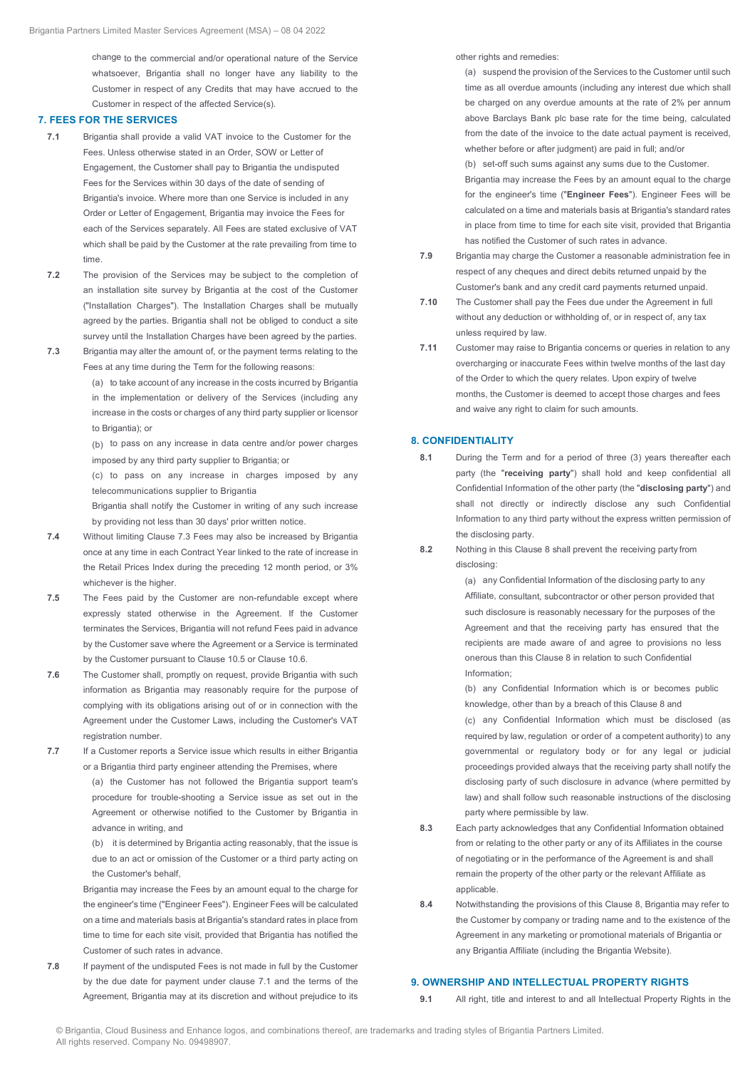change to the commercial and/or operational nature of the Service whatsoever, Brigantia shall no longer have any liability to the Customer in respect of any Credits that may have accrued to the Customer in respect of the affected Service(s).

## 7. FEES FOR THE SERVICES

**7.1** Brigantia shall provide a valid VAT invoice to the Customer for the Fees. Unless otherwise stated in an Order, SOW or Letter of Engagement, the Customer shall pay to Brigantia the undisputed Fees for the Services within 30 days of the date of sending of Brigantia's invoice. Where more than one Service is included in any Order or Letter of Engagement, Brigantia may invoice the Fees for each of the Services separately. All Fees are stated exclusive of VAT which shall be paid by the Customer at the rate prevailing from time to time.

**7.2** The provision of the Services may be subject to the completion of an installation site survey by Brigantia at the cost of the Customer ("Installation Charges"). The Installation Charges shall be mutually agreed by the parties. Brigantia shall not be obliged to conduct a site survey until the Installation Charges have been agreed by the parties.

**7.3** Brigantia may alter the amount of, or the payment terms relating to the Fees at any time during the Term for the following reasons:

(a) to take account of any increase in the costs incurred by Brigantia in the implementation or delivery of the Services (including any increase in the costs or charges of any third party supplier or licensor to Brigantia); or

(b) to pass on any increase in data centre and/or power charges imposed by any third party supplier to Brigantia; or

(c) to pass on any increase in charges imposed by any telecommunications supplier to Brigantia

Brigantia shall notify the Customer in writing of any such increase by providing not less than 30 days' prior written notice.

**7.4** Without limiting Clause 7.3 Fees may also be increased by Brigantia once at any time in each Contract Year linked to the rate of increase in the Retail Prices Index during the preceding 12 month period, or 3% whichever is the higher.

**7.5** The Fees paid by the Customer are non-refundable except where expressly stated otherwise in the Agreement. If the Customer terminates the Services, Brigantia will not refund Fees paid in advance by the Customer save where the Agreement or a Service is terminated by the Customer pursuant to Clause 10.5 or Clause 10.6.

**7.6** The Customer shall, promptly on request, provide Brigantia with such information as Brigantia may reasonably require for the purpose of complying with its obligations arising out of or in connection with the Agreement under the Customer Laws, including the Customer's VAT registration number.

**7.7** If a Customer reports a Service issue which results in either Brigantia or a Brigantia third party engineer attending the Premises, where

(a) the Customer has not followed the Brigantia support team's procedure for trouble-shooting a Service issue as set out in the Agreement or otherwise notified to the Customer by Brigantia in advance in writing, and

(b) it is determined by Brigantia acting reasonably, that the issue is due to an act or omission of the Customer or a third party acting on the Customer's behalf,

Brigantia may increase the Fees by an amount equal to the charge for the engineer's time ("Engineer Fees"). Engineer Fees will be calculated on a time and materials basis at Brigantia's standard rates in place from time to time for each site visit, provided that Brigantia has notified the Customer of such rates in advance.

**7.8** If payment of the undisputed Fees is not made in full by the Customer by the due date for payment under clause 7.1 and the terms of the Agreement, Brigantia may at its discretion and without prejudice to its other rights and remedies:

(a) suspend the provision of the Services to the Customer until such time as all overdue amounts (including any interest due which shall be charged on any overdue amounts at the rate of 2% per annum above Barclays Bank plc base rate for the time being, calculated from the date of the invoice to the date actual payment is received, whether before or after judgment) are paid in full; and/or

(b) set-off such sums against any sums due to the Customer.

Brigantia may increase the Fees by an amount equal to the charge for the engineer's time ("**Engineer Fees**"). Engineer Fees will be calculated on a time and materials basis at Brigantia's standard rates in place from time to time for each site visit, provided that Brigantia has notified the Customer of such rates in advance.

**7.9** Brigantia may charge the Customer a reasonable administration fee in respect of any cheques and direct debits returned unpaid by the Customer's bank and any credit card payments returned unpaid.

**7.10** The Customer shall pay the Fees due under the Agreement in full without any deduction or withholding of, or in respect of, any tax unless required by law.

**7.11** Customer may raise to Brigantia concerns or queries in relation to any overcharging or inaccurate Fees within twelve months of the last day of the Order to which the query relates. Upon expiry of twelve months, the Customer is deemed to accept those charges and fees and waive any right to claim for such amounts.

## 8. CONFIDENTIALITY

**8.1** During the Term and for a period of three (3) years thereafter each party (the "**receiving party**") shall hold and keep confidential all Confidential Information of the other party (the "**disclosing party**") and shall not directly or indirectly disclose any such Confidential Information to any third party without the express written permission of the disclosing party.

**8.2** Nothing in this Clause 8 shall prevent the receiving party from disclosing:

(a) any Confidential Information of the disclosing party to any Affiliate, consultant, subcontractor or other person provided that such disclosure is reasonably necessary for the purposes of the Agreement and that the receiving party has ensured that the recipients are made aware of and agree to provisions no less onerous than this Clause 8 in relation to such Confidential Information;

(b) any Confidential Information which is or becomes public knowledge, other than by a breach of this Clause 8 and

(c) any Confidential Information which must be disclosed (as required by law, regulation or order of a competent authority) to any governmental or regulatory body or for any legal or judicial proceedings provided always that the receiving party shall notify the disclosing party of such disclosure in advance (where permitted by law) and shall follow such reasonable instructions of the disclosing party where permissible by law.

**8.3** Each party acknowledges that any Confidential Information obtained from or relating to the other party or any of its Affiliates in the course of negotiating or in the performance of the Agreement is and shall remain the property of the other party or the relevant Affiliate as applicable.

**8.4** Notwithstanding the provisions of this Clause 8, Brigantia may refer to the Customer by company or trading name and to the existence of the Agreement in any marketing or promotional materials of Brigantia or any Brigantia Affiliate (including the Brigantia Website).

## 9. OWNERSHIP AND INTELLECTUAL PROPERTY RIGHTS

**9.1** All right, title and interest to and all Intellectual Property Rights in the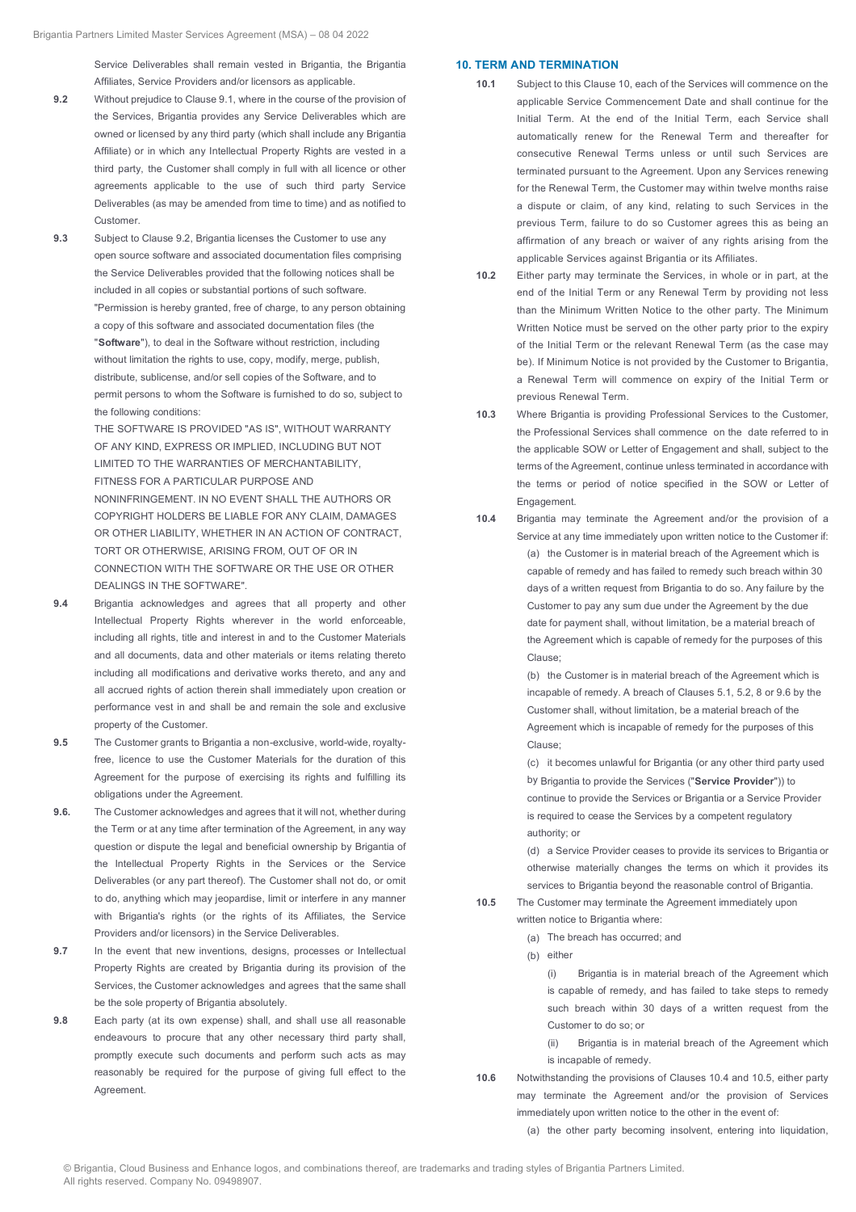Service Deliverables shall remain vested in Brigantia, the Brigantia Affiliates, Service Providers and/or licensors as applicable.

**9.2** Without prejudice to Clause 9.1, where in the course of the provision of the Services, Brigantia provides any Service Deliverables which are owned or licensed by any third party (which shall include any Brigantia Affiliate) or in which any Intellectual Property Rights are vested in a third party, the Customer shall comply in full with all licence or other agreements applicable to the use of such third party Service Deliverables (as may be amended from time to time) and as notified to Customer.

**9.3** Subject to Clause 9.2, Brigantia licenses the Customer to use any open source software and associated documentation files comprising the Service Deliverables provided that the following notices shall be included in all copies or substantial portions of such software.

"Permission is hereby granted, free of charge, to any person obtaining a copy of this software and associated documentation files (the "**Software**"), to deal in the Software without restriction, including without limitation the rights to use, copy, modify, merge, publish, distribute, sublicense, and/or sell copies of the Software, and to permit persons to whom the Software is furnished to do so, subject to the following conditions:

THE SOFTWARE IS PROVIDED "AS IS", WITHOUT WARRANTY OF ANY KIND, EXPRESS OR IMPLIED, INCLUDING BUT NOT LIMITED TO THE WARRANTIES OF MERCHANTABILITY, FITNESS FOR A PARTICULAR PURPOSE AND NONINFRINGEMENT. IN NO EVENT SHALL THE AUTHORS OR COPYRIGHT HOLDERS BE LIABLE FOR ANY CLAIM, DAMAGES OR OTHER LIABILITY, WHETHER IN AN ACTION OF CONTRACT, TORT OR OTHERWISE, ARISING FROM, OUT OF OR IN CONNECTION WITH THE SOFTWARE OR THE USE OR OTHER DEALINGS IN THE SOFTWARE".

**9.4** Brigantia acknowledges and agrees that all property and other Intellectual Property Rights wherever in the world enforceable, including all rights, title and interest in and to the Customer Materials and all documents, data and other materials or items relating thereto including all modifications and derivative works thereto, and any and all accrued rights of action therein shall immediately upon creation or performance vest in and shall be and remain the sole and exclusive property of the Customer.

**9.5** The Customer grants to Brigantia a non-exclusive, world-wide, royalty-free, licence to use the Customer Materials for the duration of this Agreement for the purpose of exercising its rights and fulfilling its obligations under the Agreement.

**9.6.** The Customer acknowledges and agrees that it will not, whether during the Term or at any time after termination of the Agreement, in any way question or dispute the legal and beneficial ownership by Brigantia of the Intellectual Property Rights in the Services or the Service Deliverables (or any part thereof). The Customer shall not do, or omit to do, anything which may jeopardise, limit or interfere in any manner with Brigantia's rights (or the rights of its Affiliates, the Service Providers and/or licensors) in the Service Deliverables.

**9.7** In the event that new inventions, designs, processes or Intellectual Property Rights are created by Brigantia during its provision of the Services, the Customer acknowledges and agrees that the same shall be the sole property of Brigantia absolutely.

**9.8** Each party (at its own expense) shall, and shall use all reasonable endeavours to procure that any other necessary third party shall, promptly execute such documents and perform such acts as may reasonably be required for the purpose of giving full effect to the Agreement.

## 10. TERM AND TERMINATION

**10.1** Subject to this Clause 10, each of the Services will commence on the applicable Service Commencement Date and shall continue for the Initial Term. At the end of the Initial Term, each Service shall automatically renew for the Renewal Term and thereafter for consecutive Renewal Terms unless or until such Services are terminated pursuant to the Agreement. Upon any Services renewing for the Renewal Term, the Customer may within twelve months raise a dispute or claim, of any kind, relating to such Services in the previous Term, failure to do so Customer agrees this as being an affirmation of any breach or waiver of any rights arising from the applicable Services against Brigantia or its Affiliates.

**10.2** Either party may terminate the Services, in whole or in part, at the end of the Initial Term or any Renewal Term by providing not less than the Minimum Written Notice to the other party. The Minimum Written Notice must be served on the other party prior to the expiry of the Initial Term or the relevant Renewal Term (as the case may be). If Minimum Notice is not provided by the Customer to Brigantia, a Renewal Term will commence on expiry of the Initial Term or previous Renewal Term.

**10.3** Where Brigantia is providing Professional Services to the Customer, the Professional Services shall commence on the date referred to in the applicable SOW or Letter of Engagement and shall, subject to the terms of the Agreement, continue unless terminated in accordance with the terms or period of notice specified in the SOW or Letter of Engagement.

**10.4** Brigantia may terminate the Agreement and/or the provision of a Service at any time immediately upon written notice to the Customer if:

(a) the Customer is in material breach of the Agreement which is capable of remedy and has failed to remedy such breach within 30 days of a written request from Brigantia to do so. Any failure by the Customer to pay any sum due under the Agreement by the due date for payment shall, without limitation, be a material breach of the Agreement which is capable of remedy for the purposes of this Clause;

(b) the Customer is in material breach of the Agreement which is incapable of remedy. A breach of Clauses 5.1, 5.2, 8 or 9.6 by the Customer shall, without limitation, be a material breach of the Agreement which is incapable of remedy for the purposes of this Clause;

(c) it becomes unlawful for Brigantia (or any other third party used by Brigantia to provide the Services ("**Service Provider**")) to continue to provide the Services or Brigantia or a Service Provider is required to cease the Services by a competent regulatory authority; or

(d) a Service Provider ceases to provide its services to Brigantia or otherwise materially changes the terms on which it provides its services to Brigantia beyond the reasonable control of Brigantia.

**10.5** The Customer may terminate the Agreement immediately upon written notice to Brigantia where:

(a) The breach has occurred; and

(b) either

(i) Brigantia is in material breach of the Agreement which is capable of remedy, and has failed to take steps to remedy such breach within 30 days of a written request from the Customer to do so; or

(ii) Brigantia is in material breach of the Agreement which is incapable of remedy.

**10.6** Notwithstanding the provisions of Clauses 10.4 and 10.5, either party may terminate the Agreement and/or the provision of Services immediately upon written notice to the other in the event of:

(a) the other party becoming insolvent, entering into liquidation,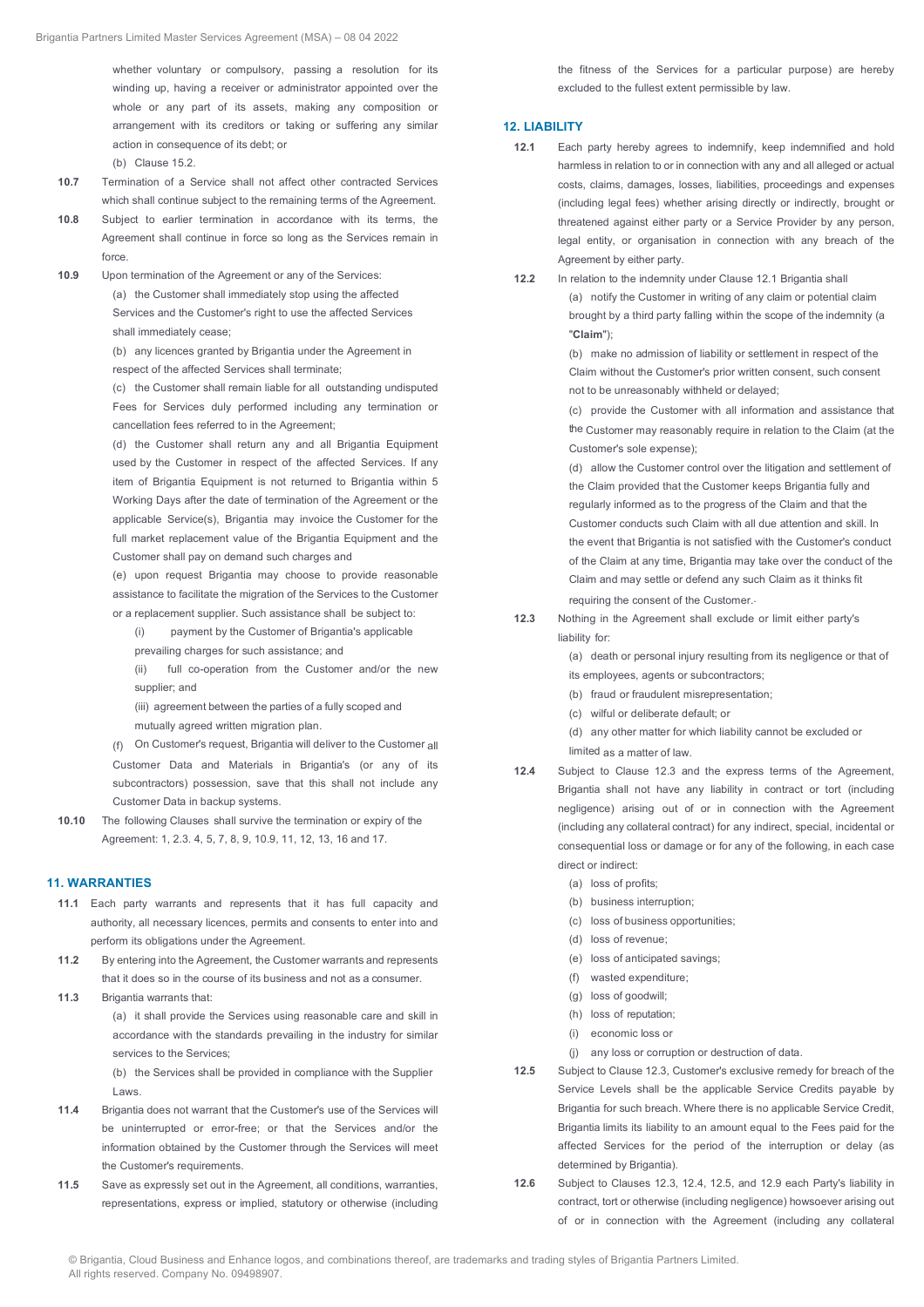whether voluntary or compulsory, passing a resolution for its winding up, having a receiver or administrator appointed over the whole or any part of its assets, making any composition or arrangement with its creditors or taking or suffering any similar action in consequence of its debt; or

(b) Clause 15.2.

**10.7** Termination of a Service shall not affect other contracted Services which shall continue subject to the remaining terms of the Agreement.

**10.8** Subject to earlier termination in accordance with its terms, the Agreement shall continue in force so long as the Services remain in force.

**10.9** Upon termination of the Agreement or any of the Services:

(a) the Customer shall immediately stop using the affected Services and the Customer's right to use the affected Services shall immediately cease;

(b) any licences granted by Brigantia under the Agreement in respect of the affected Services shall terminate;

(c) the Customer shall remain liable for all outstanding undisputed Fees for Services duly performed including any termination or cancellation fees referred to in the Agreement;

(d) the Customer shall return any and all Brigantia Equipment used by the Customer in respect of the affected Services. If any item of Brigantia Equipment is not returned to Brigantia within 5 Working Days after the date of termination of the Agreement or the applicable Service(s), Brigantia may invoice the Customer for the full market replacement value of the Brigantia Equipment and the Customer shall pay on demand such charges and

(e) upon request Brigantia may choose to provide reasonable assistance to facilitate the migration of the Services to the Customer or a replacement supplier. Such assistance shall be subject to:

(i) payment by the Customer of Brigantia's applicable prevailing charges for such assistance; and

(ii) full co-operation from the Customer and/or the new supplier; and

(iii) agreement between the parties of a fully scoped and mutually agreed written migration plan.

(f) On Customer's request, Brigantia will deliver to the Customer all Customer Data and Materials in Brigantia's (or any of its subcontractors) possession, save that this shall not include any Customer Data in backup systems.

**10.10** The following Clauses shall survive the termination or expiry of the Agreement: 1, 2.3. 4, 5, 7, 8, 9, 10.9, 11, 12, 13, 16 and 17.

## 11. WARRANTIES

**11.1** Each party warrants and represents that it has full capacity and authority, all necessary licences, permits and consents to enter into and perform its obligations under the Agreement.

**11.2** By entering into the Agreement, the Customer warrants and represents that it does so in the course of its business and not as a consumer.

**11.3** Brigantia warrants that:

(a) it shall provide the Services using reasonable care and skill in accordance with the standards prevailing in the industry for similar services to the Services;

(b) the Services shall be provided in compliance with the Supplier Laws.

**11.4** Brigantia does not warrant that the Customer's use of the Services will be uninterrupted or error-free; or that the Services and/or the information obtained by the Customer through the Services will meet the Customer's requirements.

**11.5** Save as expressly set out in the Agreement, all conditions, warranties, representations, express or implied, statutory or otherwise (including the fitness of the Services for a particular purpose) are hereby excluded to the fullest extent permissible by law.

## 12. LIABILITY

**12.1** Each party hereby agrees to indemnify, keep indemnified and hold harmless in relation to or in connection with any and all alleged or actual costs, claims, damages, losses, liabilities, proceedings and expenses (including legal fees) whether arising directly or indirectly, brought or threatened against either party or a Service Provider by any person, legal entity, or organisation in connection with any breach of the Agreement by either party.

**12.2** In relation to the indemnity under Clause 12.1 Brigantia shall

(a) notify the Customer in writing of any claim or potential claim brought by a third party falling within the scope of the indemnity (a "**Claim**");

(b) make no admission of liability or settlement in respect of the Claim without the Customer's prior written consent, such consent not to be unreasonably withheld or delayed;

(c) provide the Customer with all information and assistance that the Customer may reasonably require in relation to the Claim (at the Customer's sole expense);

(d) allow the Customer control over the litigation and settlement of the Claim provided that the Customer keeps Brigantia fully and regularly informed as to the progress of the Claim and that the Customer conducts such Claim with all due attention and skill. In the event that Brigantia is not satisfied with the Customer's conduct of the Claim at any time, Brigantia may take over the conduct of the Claim and may settle or defend any such Claim as it thinks fit requiring the consent of the Customer.

**12.3** Nothing in the Agreement shall exclude or limit either party's liability for:

(a) death or personal injury resulting from its negligence or that of its employees, agents or subcontractors;

(b) fraud or fraudulent misrepresentation;

(c) wilful or deliberate default; or

(d) any other matter for which liability cannot be excluded or limited as a matter of law.

**12.4** Subject to Clause 12.3 and the express terms of the Agreement, Brigantia shall not have any liability in contract or tort (including negligence) arising out of or in connection with the Agreement (including any collateral contract) for any indirect, special, incidental or consequential loss or damage or for any of the following, in each case direct or indirect:

(a) loss of profits;

(b) business interruption;

(c) loss of business opportunities;

(d) loss of revenue;

(e) loss of anticipated savings;

(f) wasted expenditure;

(g) loss of goodwill;

(h) loss of reputation;

(i) economic loss or

(j) any loss or corruption or destruction of data.

**12.5** Subject to Clause 12.3, Customer's exclusive remedy for breach of the Service Levels shall be the applicable Service Credits payable by Brigantia for such breach. Where there is no applicable Service Credit, Brigantia limits its liability to an amount equal to the Fees paid for the affected Services for the period of the interruption or delay (as determined by Brigantia).

**12.6** Subject to Clauses 12.3, 12.4, 12.5, and 12.9 each Party's liability in contract, tort or otherwise (including negligence) howsoever arising out of or in connection with the Agreement (including any collateral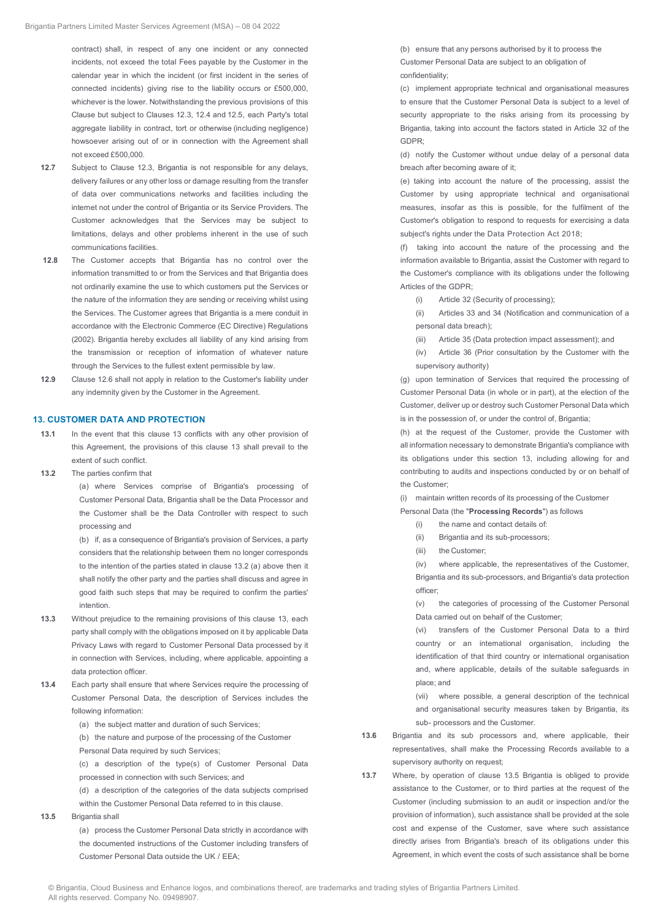contract) shall, in respect of any one incident or any connected incidents, not exceed the total Fees payable by the Customer in the calendar year in which the incident (or first incident in the series of connected incidents) giving rise to the liability occurs or £500,000, whichever is the lower. Notwithstanding the previous provisions of this Clause but subject to Clauses 12.3, 12.4 and 12.5, each Party's total aggregate liability in contract, tort or otherwise (including negligence) howsoever arising out of or in connection with the Agreement shall not exceed £500,000.

**12.7** Subject to Clause 12.3, Brigantia is not responsible for any delays, delivery failures or any other loss or damage resulting from the transfer of data over communications networks and facilities including the internet not under the control of Brigantia or its Service Providers. The Customer acknowledges that the Services may be subject to limitations, delays and other problems inherent in the use of such communications facilities.

**12.8** The Customer accepts that Brigantia has no control over the information transmitted to or from the Services and that Brigantia does not ordinarily examine the use to which customers put the Services or the nature of the information they are sending or receiving whilst using the Services. The Customer agrees that Brigantia is a mere conduit in accordance with the Electronic Commerce (EC Directive) Regulations (2002). Brigantia hereby excludes all liability of any kind arising from the transmission or reception of information of whatever nature through the Services to the fullest extent permissible by law.

**12.9** Clause 12.6 shall not apply in relation to the Customer's liability under any indemnity given by the Customer in the Agreement.

## 13. CUSTOMER DATA AND PROTECTION

**13.1** In the event that this clause 13 conflicts with any other provision of this Agreement, the provisions of this clause 13 shall prevail to the extent of such conflict.

**13.2** The parties confirm that

(a) where Services comprise of Brigantia's processing of Customer Personal Data, Brigantia shall be the Data Processor and the Customer shall be the Data Controller with respect to such processing and

(b) if, as a consequence of Brigantia's provision of Services, a party considers that the relationship between them no longer corresponds to the intention of the parties stated in clause 13.2 (a) above then it shall notify the other party and the parties shall discuss and agree in good faith such steps that may be required to confirm the parties' intention.

**13.3** Without prejudice to the remaining provisions of this clause 13, each party shall comply with the obligations imposed on it by applicable Data Privacy Laws with regard to Customer Personal Data processed by it in connection with Services, including, where applicable, appointing a data protection officer.

**13.4** Each party shall ensure that where Services require the processing of Customer Personal Data, the description of Services includes the following information:

(a) the subject matter and duration of such Services;

(b) the nature and purpose of the processing of the Customer Personal Data required by such Services;

(c) a description of the type(s) of Customer Personal Data processed in connection with such Services; and

(d) a description of the categories of the data subjects comprised within the Customer Personal Data referred to in this clause.

**13.5** Brigantia shall

(a) process the Customer Personal Data strictly in accordance with the documented instructions of the Customer including transfers of Customer Personal Data outside the UK / EEA;

(b) ensure that any persons authorised by it to process the Customer Personal Data are subject to an obligation of confidentiality;

(c) implement appropriate technical and organisational measures to ensure that the Customer Personal Data is subject to a level of security appropriate to the risks arising from its processing by Brigantia, taking into account the factors stated in Article 32 of the GDPR;

(d) notify the Customer without undue delay of a personal data breach after becoming aware of it;

(e) taking into account the nature of the processing, assist the Customer by using appropriate technical and organisational measures, insofar as this is possible, for the fulfilment of the Customer's obligation to respond to requests for exercising a data subject's rights under the Data Protection Act 2018;

(f) taking into account the nature of the processing and the information available to Brigantia, assist the Customer with regard to the Customer's compliance with its obligations under the following Articles of the GDPR;

(i) Article 32 (Security of processing);

(ii) Articles 33 and 34 (Notification and communication of a personal data breach);

(iii) Article 35 (Data protection impact assessment); and

(iv) Article 36 (Prior consultation by the Customer with the supervisory authority)

(g) upon termination of Services that required the processing of Customer Personal Data (in whole or in part), at the election of the Customer, deliver up or destroy such Customer Personal Data which is in the possession of, or under the control of, Brigantia;

(h) at the request of the Customer, provide the Customer with all information necessary to demonstrate Brigantia's compliance with its obligations under this section 13, including allowing for and contributing to audits and inspections conducted by or on behalf of the Customer;

(i) maintain written records of its processing of the Customer Personal Data (the "**Processing Records**") as follows

(i) the name and contact details of:

(ii) Brigantia and its sub-processors;

(iii) the Customer;

(iv) where applicable, the representatives of the Customer, Brigantia and its sub-processors, and Brigantia's data protection officer;

(v) the categories of processing of the Customer Personal Data carried out on behalf of the Customer;

(vi) transfers of the Customer Personal Data to a third country or an international organisation, including the identification of that third country or international organisation and, where applicable, details of the suitable safeguards in place; and

(vii) where possible, a general description of the technical and organisational security measures taken by Brigantia, its sub- processors and the Customer.

**13.6** Brigantia and its sub processors and, where applicable, their representatives, shall make the Processing Records available to a supervisory authority on request;

**13.7** Where, by operation of clause 13.5 Brigantia is obliged to provide assistance to the Customer, or to third parties at the request of the Customer (including submission to an audit or inspection and/or the provision of information), such assistance shall be provided at the sole cost and expense of the Customer, save where such assistance directly arises from Brigantia's breach of its obligations under this Agreement, in which event the costs of such assistance shall be borne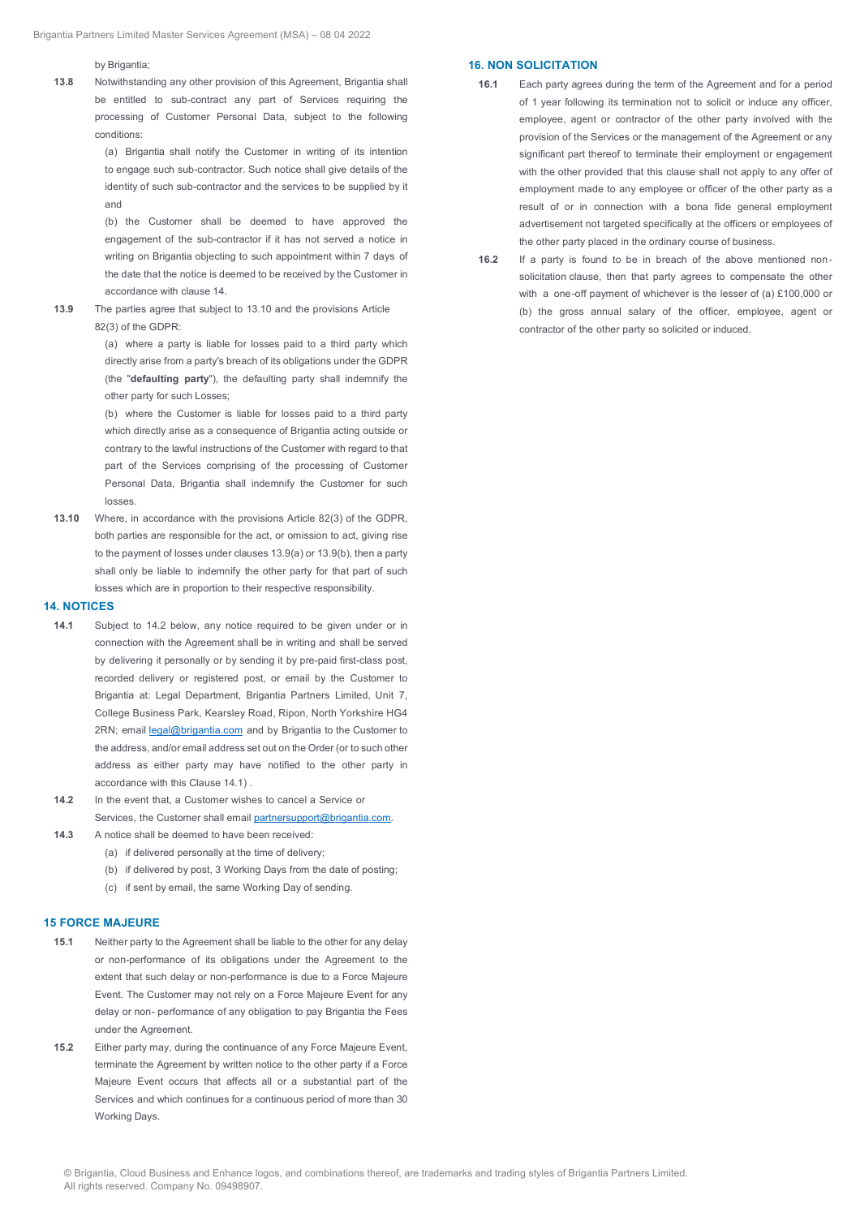by Brigantia;

**13.8** Notwithstanding any other provision of this Agreement, Brigantia shall be entitled to sub-contract any part of Services requiring the processing of Customer Personal Data, subject to the following conditions:

(a) Brigantia shall notify the Customer in writing of its intention to engage such sub-contractor. Such notice shall give details of the identity of such sub-contractor and the services to be supplied by it and

(b) the Customer shall be deemed to have approved the engagement of the sub-contractor if it has not served a notice in writing on Brigantia objecting to such appointment within 7 days of the date that the notice is deemed to be received by the Customer in accordance with clause 14.

**13.9** The parties agree that subject to 13.10 and the provisions Article 82(3) of the GDPR:

(a) where a party is liable for losses paid to a third party which directly arise from a party's breach of its obligations under the GDPR (the "**defaulting party**"), the defaulting party shall indemnify the other party for such Losses;

(b) where the Customer is liable for losses paid to a third party which directly arise as a consequence of Brigantia acting outside or contrary to the lawful instructions of the Customer with regard to that part of the Services comprising of the processing of Customer Personal Data, Brigantia shall indemnify the Customer for such losses.

**13.10** Where, in accordance with the provisions Article 82(3) of the GDPR, both parties are responsible for the act, or omission to act, giving rise to the payment of losses under clauses 13.9(a) or 13.9(b), then a party shall only be liable to indemnify the other party for that part of such losses which are in proportion to their respective responsibility.

## 14. NOTICES

**14.1** Subject to 14.2 below, any notice required to be given under or in connection with the Agreement shall be in writing and shall be served by delivering it personally or by sending it by pre-paid first-class post, recorded delivery or registered post, or email by the Customer to Brigantia at: Legal Department, Brigantia Partners Limited, Unit 7, College Business Park, Kearsley Road, Ripon, North Yorkshire HG4 2RN; email legal@brigantia.com and by Brigantia to the Customer to the address, and/or email address set out on the Order (or to such other address as either party may have notified to the other party in accordance with this Clause 14.1) .

**14.2** In the event that, a Customer wishes to cancel a Service or Services, the Customer shall email partnersupport@brigantia.com.

**14.3** A notice shall be deemed to have been received:

(a) if delivered personally at the time of delivery;

(b) if delivered by post, 3 Working Days from the date of posting;

(c) if sent by email, the same Working Day of sending.

## 15 FORCE MAJEURE

**15.1** Neither party to the Agreement shall be liable to the other for any delay or non-performance of its obligations under the Agreement to the extent that such delay or non-performance is due to a Force Majeure Event. The Customer may not rely on a Force Majeure Event for any delay or non- performance of any obligation to pay Brigantia the Fees under the Agreement.

**15.2** Either party may, during the continuance of any Force Majeure Event, terminate the Agreement by written notice to the other party if a Force Majeure Event occurs that affects all or a substantial part of the Services and which continues for a continuous period of more than 30 Working Days.

## 16. NON SOLICITATION

**16.1** Each party agrees during the term of the Agreement and for a period of 1 year following its termination not to solicit or induce any officer, employee, agent or contractor of the other party involved with the provision of the Services or the management of the Agreement or any significant part thereof to terminate their employment or engagement with the other provided that this clause shall not apply to any offer of employment made to any employee or officer of the other party as a result of or in connection with a bona fide general employment advertisement not targeted specifically at the officers or employees of the other party placed in the ordinary course of business.

**16.2** If a party is found to be in breach of the above mentioned non-solicitation clause, then that party agrees to compensate the other with a one-off payment of whichever is the lesser of (a) £100,000 or (b) the gross annual salary of the officer, employee, agent or contractor of the other party so solicited or induced.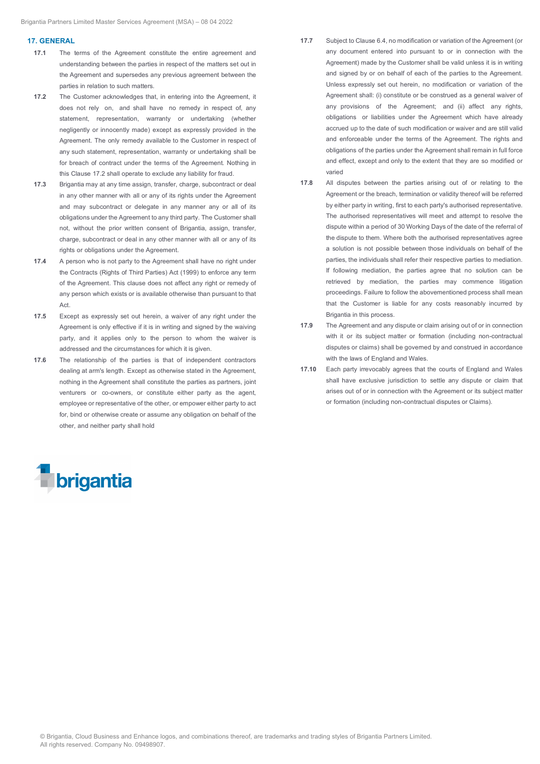## 17. GENERAL

**17.1** The terms of the Agreement constitute the entire agreement and understanding between the parties in respect of the matters set out in the Agreement and supersedes any previous agreement between the parties in relation to such matters.

**17.2** The Customer acknowledges that, in entering into the Agreement, it does not rely on, and shall have no remedy in respect of, any statement, representation, warranty or undertaking (whether negligently or innocently made) except as expressly provided in the Agreement. The only remedy available to the Customer in respect of any such statement, representation, warranty or undertaking shall be for breach of contract under the terms of the Agreement. Nothing in this Clause 17.2 shall operate to exclude any liability for fraud.

**17.3** Brigantia may at any time assign, transfer, charge, subcontract or deal in any other manner with all or any of its rights under the Agreement and may subcontract or delegate in any manner any or all of its obligations under the Agreement to any third party. The Customer shall not, without the prior written consent of Brigantia, assign, transfer, charge, subcontract or deal in any other manner with all or any of its rights or obligations under the Agreement.

**17.4** A person who is not party to the Agreement shall have no right under the Contracts (Rights of Third Parties) Act (1999) to enforce any term of the Agreement. This clause does not affect any right or remedy of any person which exists or is available otherwise than pursuant to that Act.

**17.5** Except as expressly set out herein, a waiver of any right under the Agreement is only effective if it is in writing and signed by the waiving party, and it applies only to the person to whom the waiver is addressed and the circumstances for which it is given.

**17.6** The relationship of the parties is that of independent contractors dealing at arm's length. Except as otherwise stated in the Agreement, nothing in the Agreement shall constitute the parties as partners, joint venturers or co-owners, or constitute either party as the agent, employee or representative of the other, or empower either party to act for, bind or otherwise create or assume any obligation on behalf of the other, and neither party shall hold

**17.7** Subject to Clause 6.4, no modification or variation of the Agreement (or any document entered into pursuant to or in connection with the Agreement) made by the Customer shall be valid unless it is in writing and signed by or on behalf of each of the parties to the Agreement. Unless expressly set out herein, no modification or variation of the Agreement shall: (i) constitute or be construed as a general waiver of any provisions of the Agreement; and (ii) affect any rights, obligations or liabilities under the Agreement which have already accrued up to the date of such modification or waiver and are still valid and enforceable under the terms of the Agreement. The rights and obligations of the parties under the Agreement shall remain in full force and effect, except and only to the extent that they are so modified or varied

**17.8** All disputes between the parties arising out of or relating to the Agreement or the breach, termination or validity thereof will be referred by either party in writing, first to each party's authorised representative. The authorised representatives will meet and attempt to resolve the dispute within a period of 30 Working Days of the date of the referral of the dispute to them. Where both the authorised representatives agree a solution is not possible between those individuals on behalf of the parties, the individuals shall refer their respective parties to mediation. If following mediation, the parties agree that no solution can be retrieved by mediation, the parties may commence litigation proceedings. Failure to follow the abovementioned process shall mean that the Customer is liable for any costs reasonably incurred by Brigantia in this process.

**17.9** The Agreement and any dispute or claim arising out of or in connection with it or its subject matter or formation (including non-contractual disputes or claims) shall be governed by and construed in accordance with the laws of England and Wales.

**17.10** Each party irrevocably agrees that the courts of England and Wales shall have exclusive jurisdiction to settle any dispute or claim that arises out of or in connection with the Agreement or its subject matter or formation (including non-contractual disputes or Claims).

brigantia